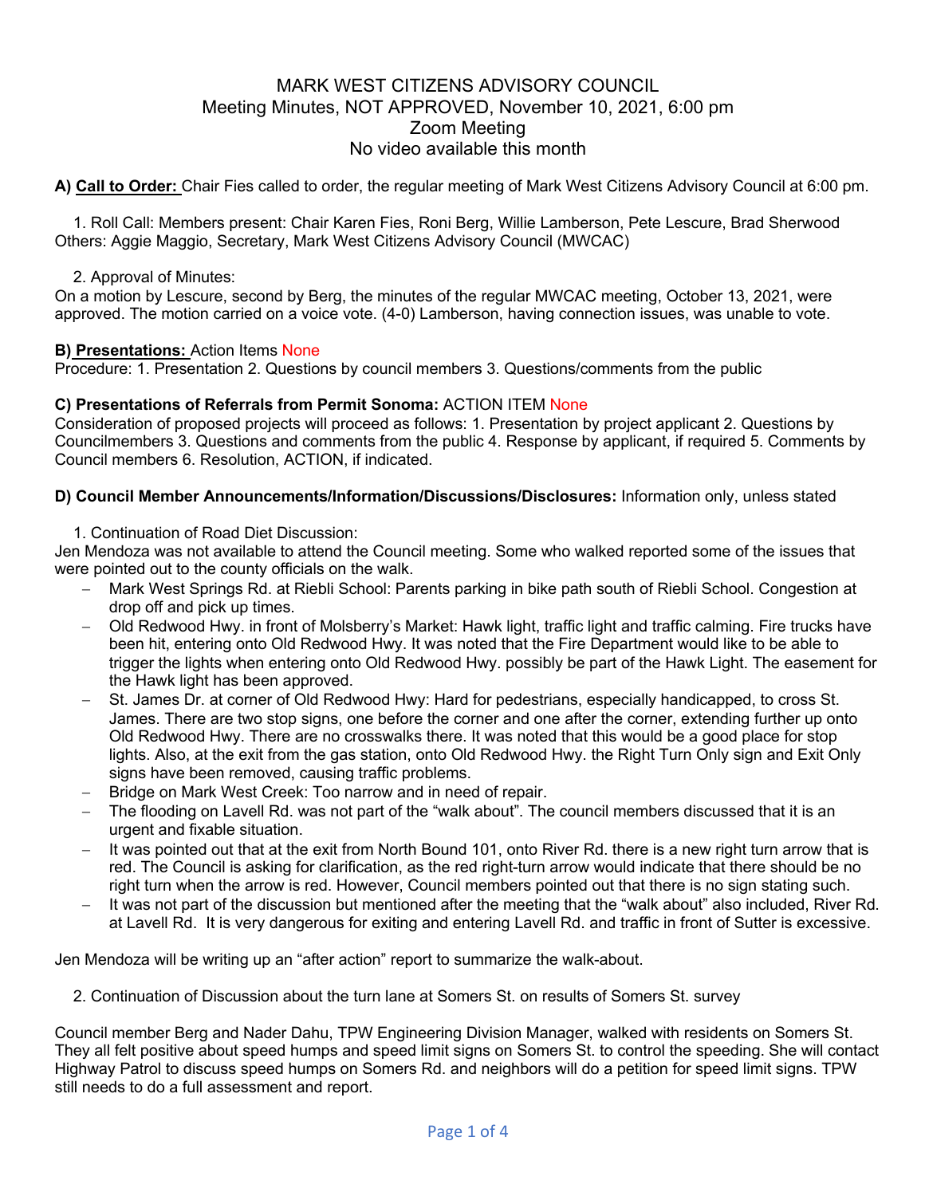# MARK WEST CITIZENS ADVISORY COUNCIL

Meeting Minutes, NOT APPROVED, November 10, 2021, 6:00 pm
Zoom Meeting
No video available this month

**A) <u>Call to Order:</u>** Chair Fies called to order, the regular meeting of Mark West Citizens Advisory Council at 6:00 pm.

1. Roll Call: Members present: Chair Karen Fies, Roni Berg, Willie Lamberson, Pete Lescure, Brad Sherwood
Others: Aggie Maggio, Secretary, Mark West Citizens Advisory Council (MWCAC)

2. Approval of Minutes:
On a motion by Lescure, second by Berg, the minutes of the regular MWCAC meeting, October 13, 2021, were approved. The motion carried on a voice vote. (4-0) Lamberson, having connection issues, was unable to vote.

**B) <u>Presentations:</u>** Action Items None
Procedure: 1. Presentation 2. Questions by council members 3. Questions/comments from the public

**C) Presentations of Referrals from Permit Sonoma:** ACTION ITEM None
Consideration of proposed projects will proceed as follows: 1. Presentation by project applicant 2. Questions by Councilmembers 3. Questions and comments from the public 4. Response by applicant, if required 5. Comments by Council members 6. Resolution, ACTION, if indicated.

**D) Council Member Announcements/Information/Discussions/Disclosures:** Information only, unless stated

1. Continuation of Road Diet Discussion:
Jen Mendoza was not available to attend the Council meeting. Some who walked reported some of the issues that were pointed out to the county officials on the walk.

- Mark West Springs Rd. at Riebli School: Parents parking in bike path south of Riebli School. Congestion at drop off and pick up times.
- Old Redwood Hwy. in front of Molsberry's Market: Hawk light, traffic light and traffic calming. Fire trucks have been hit, entering onto Old Redwood Hwy. It was noted that the Fire Department would like to be able to trigger the lights when entering onto Old Redwood Hwy. possibly be part of the Hawk Light. The easement for the Hawk light has been approved.
- St. James Dr. at corner of Old Redwood Hwy: Hard for pedestrians, especially handicapped, to cross St. James. There are two stop signs, one before the corner and one after the corner, extending further up onto Old Redwood Hwy. There are no crosswalks there. It was noted that this would be a good place for stop lights. Also, at the exit from the gas station, onto Old Redwood Hwy. the Right Turn Only sign and Exit Only signs have been removed, causing traffic problems.
- Bridge on Mark West Creek: Too narrow and in need of repair.
- The flooding on Lavell Rd. was not part of the "walk about". The council members discussed that it is an urgent and fixable situation.
- It was pointed out that at the exit from North Bound 101, onto River Rd. there is a new right turn arrow that is red. The Council is asking for clarification, as the red right-turn arrow would indicate that there should be no right turn when the arrow is red. However, Council members pointed out that there is no sign stating such.
- It was not part of the discussion but mentioned after the meeting that the "walk about" also included, River Rd. at Lavell Rd. It is very dangerous for exiting and entering Lavell Rd. and traffic in front of Sutter is excessive.

Jen Mendoza will be writing up an "after action" report to summarize the walk-about.

2. Continuation of Discussion about the turn lane at Somers St. on results of Somers St. survey

Council member Berg and Nader Dahu, TPW Engineering Division Manager, walked with residents on Somers St. They all felt positive about speed humps and speed limit signs on Somers St. to control the speeding. She will contact Highway Patrol to discuss speed humps on Somers Rd. and neighbors will do a petition for speed limit signs. TPW still needs to do a full assessment and report.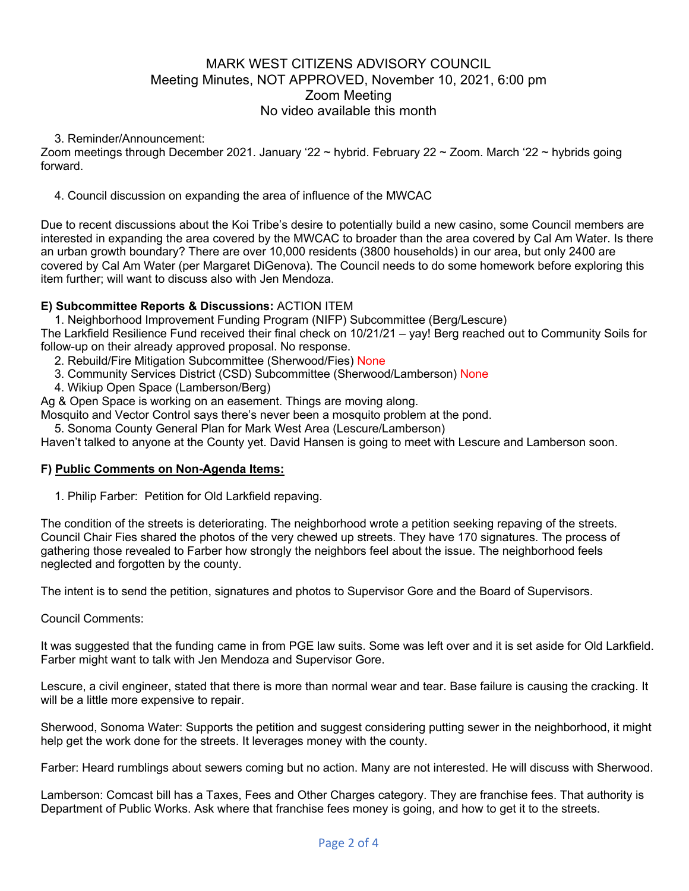# MARK WEST CITIZENS ADVISORY COUNCIL
Meeting Minutes, NOT APPROVED, November 10, 2021, 6:00 pm
Zoom Meeting
No video available this month

3. Reminder/Announcement:

Zoom meetings through December 2021. January '22 ~ hybrid. February 22 ~ Zoom. March '22 ~ hybrids going forward.

4. Council discussion on expanding the area of influence of the MWCAC

Due to recent discussions about the Koi Tribe's desire to potentially build a new casino, some Council members are interested in expanding the area covered by the MWCAC to broader than the area covered by Cal Am Water. Is there an urban growth boundary? There are over 10,000 residents (3800 households) in our area, but only 2400 are covered by Cal Am Water (per Margaret DiGenova). The Council needs to do some homework before exploring this item further; will want to discuss also with Jen Mendoza.

**E) Subcommittee Reports & Discussions:** ACTION ITEM

1. Neighborhood Improvement Funding Program (NIFP) Subcommittee (Berg/Lescure)

The Larkfield Resilience Fund received their final check on 10/21/21 – yay! Berg reached out to Community Soils for follow-up on their already approved proposal. No response.

2. Rebuild/Fire Mitigation Subcommittee (Sherwood/Fies) None
3. Community Services District (CSD) Subcommittee (Sherwood/Lamberson) None
4. Wikiup Open Space (Lamberson/Berg)

Ag & Open Space is working on an easement. Things are moving along.

Mosquito and Vector Control says there's never been a mosquito problem at the pond.

5. Sonoma County General Plan for Mark West Area (Lescure/Lamberson)

Haven't talked to anyone at the County yet. David Hansen is going to meet with Lescure and Lamberson soon.

**F) Public Comments on Non-Agenda Items:**

1. Philip Farber: Petition for Old Larkfield repaving.

The condition of the streets is deteriorating. The neighborhood wrote a petition seeking repaving of the streets. Council Chair Fies shared the photos of the very chewed up streets. They have 170 signatures. The process of gathering those revealed to Farber how strongly the neighbors feel about the issue. The neighborhood feels neglected and forgotten by the county.

The intent is to send the petition, signatures and photos to Supervisor Gore and the Board of Supervisors.

Council Comments:

It was suggested that the funding came in from PGE law suits. Some was left over and it is set aside for Old Larkfield. Farber might want to talk with Jen Mendoza and Supervisor Gore.

Lescure, a civil engineer, stated that there is more than normal wear and tear. Base failure is causing the cracking. It will be a little more expensive to repair.

Sherwood, Sonoma Water: Supports the petition and suggest considering putting sewer in the neighborhood, it might help get the work done for the streets. It leverages money with the county.

Farber: Heard rumblings about sewers coming but no action. Many are not interested. He will discuss with Sherwood.

Lamberson: Comcast bill has a Taxes, Fees and Other Charges category. They are franchise fees. That authority is Department of Public Works. Ask where that franchise fees money is going, and how to get it to the streets.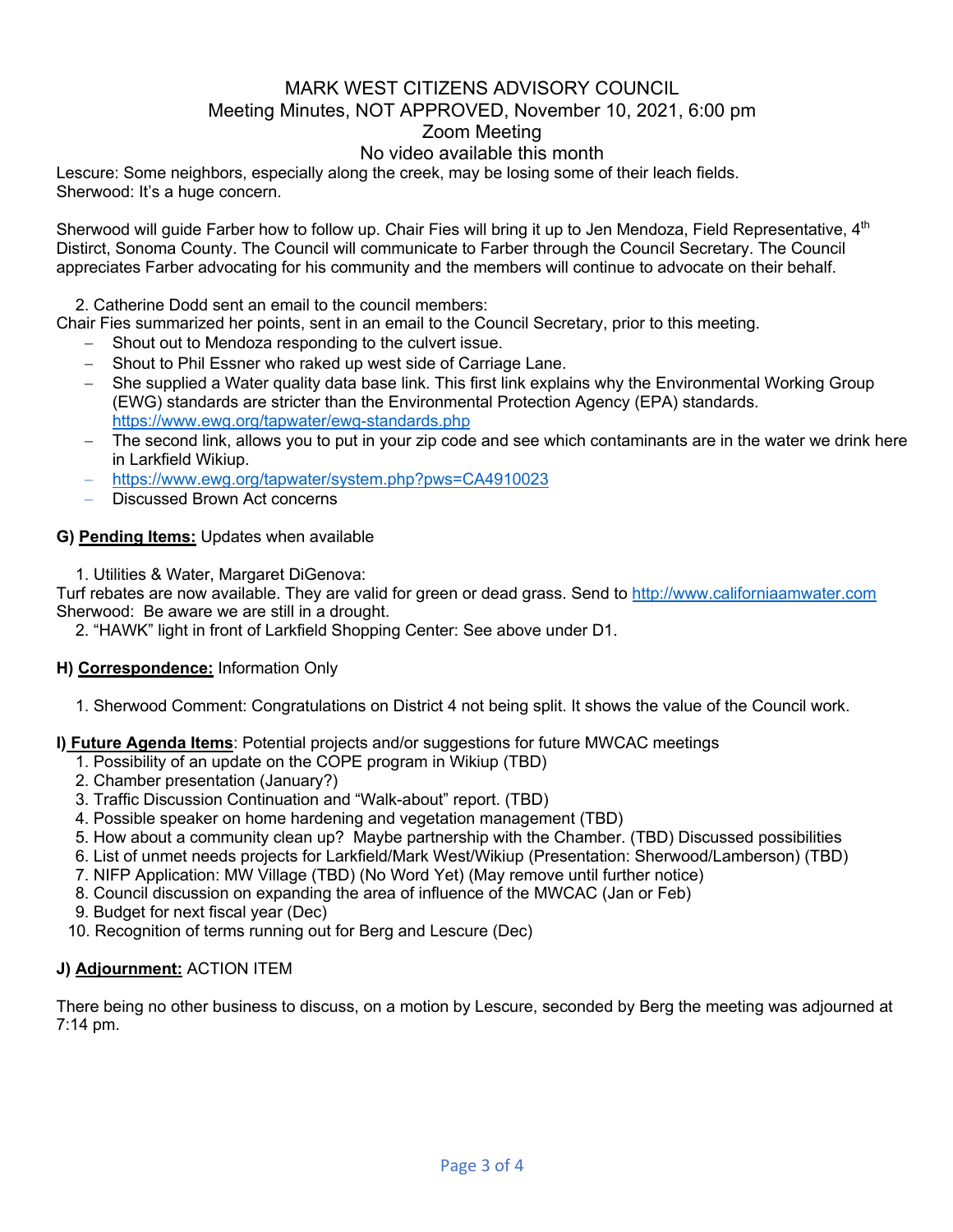# MARK WEST CITIZENS ADVISORY COUNCIL

Meeting Minutes, NOT APPROVED, November 10, 2021, 6:00 pm

Zoom Meeting

No video available this month

Lescure: Some neighbors, especially along the creek, may be losing some of their leach fields.
Sherwood: It's a huge concern.

Sherwood will guide Farber how to follow up. Chair Fies will bring it up to Jen Mendoza, Field Representative, 4th Distirct, Sonoma County. The Council will communicate to Farber through the Council Secretary. The Council appreciates Farber advocating for his community and the members will continue to advocate on their behalf.

2. Catherine Dodd sent an email to the council members:

Chair Fies summarized her points, sent in an email to the Council Secretary, prior to this meeting.

- Shout out to Mendoza responding to the culvert issue.
- Shout to Phil Essner who raked up west side of Carriage Lane.
- She supplied a Water quality data base link. This first link explains why the Environmental Working Group (EWG) standards are stricter than the Environmental Protection Agency (EPA) standards. https://www.ewg.org/tapwater/ewg-standards.php
- The second link, allows you to put in your zip code and see which contaminants are in the water we drink here in Larkfield Wikiup.
- https://www.ewg.org/tapwater/system.php?pws=CA4910023
- Discussed Brown Act concerns

**G) <u>Pending Items:</u>** Updates when available

1. Utilities & Water, Margaret DiGenova:

Turf rebates are now available. They are valid for green or dead grass. Send to http://www.californiaamwater.com
Sherwood: Be aware we are still in a drought.

2. "HAWK" light in front of Larkfield Shopping Center: See above under D1.

**H) <u>Correspondence:</u>** Information Only

1. Sherwood Comment: Congratulations on District 4 not being split. It shows the value of the Council work.

**I) <u>Future Agenda Items</u>**: Potential projects and/or suggestions for future MWCAC meetings

1. Possibility of an update on the COPE program in Wikiup (TBD)
2. Chamber presentation (January?)
3. Traffic Discussion Continuation and "Walk-about" report. (TBD)
4. Possible speaker on home hardening and vegetation management (TBD)
5. How about a community clean up? Maybe partnership with the Chamber. (TBD) Discussed possibilities
6. List of unmet needs projects for Larkfield/Mark West/Wikiup (Presentation: Sherwood/Lamberson) (TBD)
7. NIFP Application: MW Village (TBD) (No Word Yet) (May remove until further notice)
8. Council discussion on expanding the area of influence of the MWCAC (Jan or Feb)
9. Budget for next fiscal year (Dec)
10. Recognition of terms running out for Berg and Lescure (Dec)

**J) <u>Adjournment:</u>** ACTION ITEM

There being no other business to discuss, on a motion by Lescure, seconded by Berg the meeting was adjourned at 7:14 pm.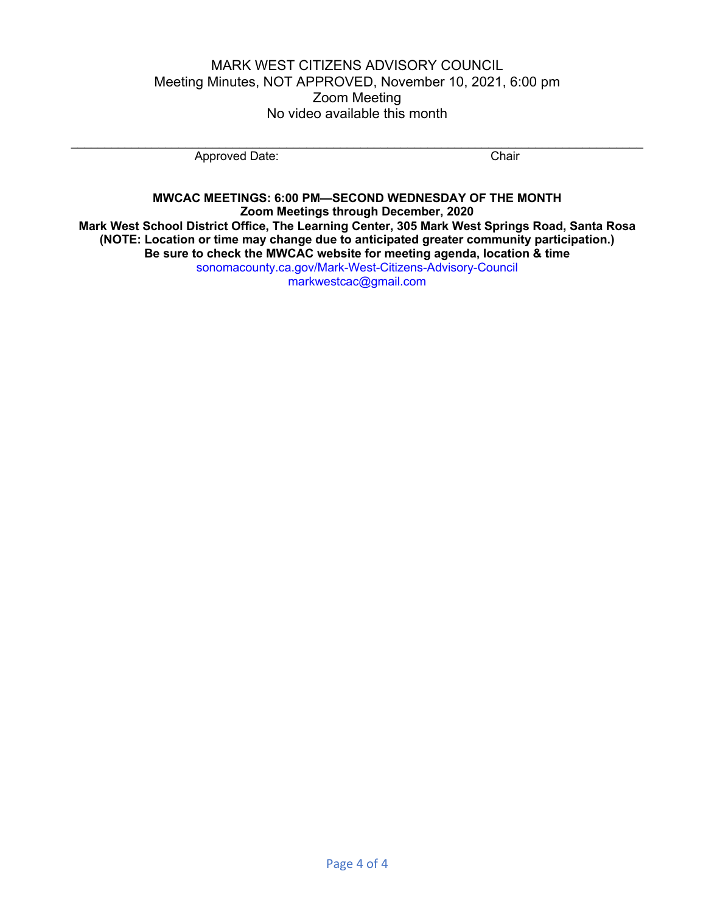MARK WEST CITIZENS ADVISORY COUNCIL
Meeting Minutes, NOT APPROVED, November 10, 2021, 6:00 pm
Zoom Meeting
No video available this month

---

Approved Date: Chair

**MWCAC MEETINGS: 6:00 PM—SECOND WEDNESDAY OF THE MONTH**
**Zoom Meetings through December, 2020**
**Mark West School District Office, The Learning Center, 305 Mark West Springs Road, Santa Rosa**
**(NOTE: Location or time may change due to anticipated greater community participation.)**
**Be sure to check the MWCAC website for meeting agenda, location & time**
sonomacounty.ca.gov/Mark-West-Citizens-Advisory-Council
markwestcac@gmail.com